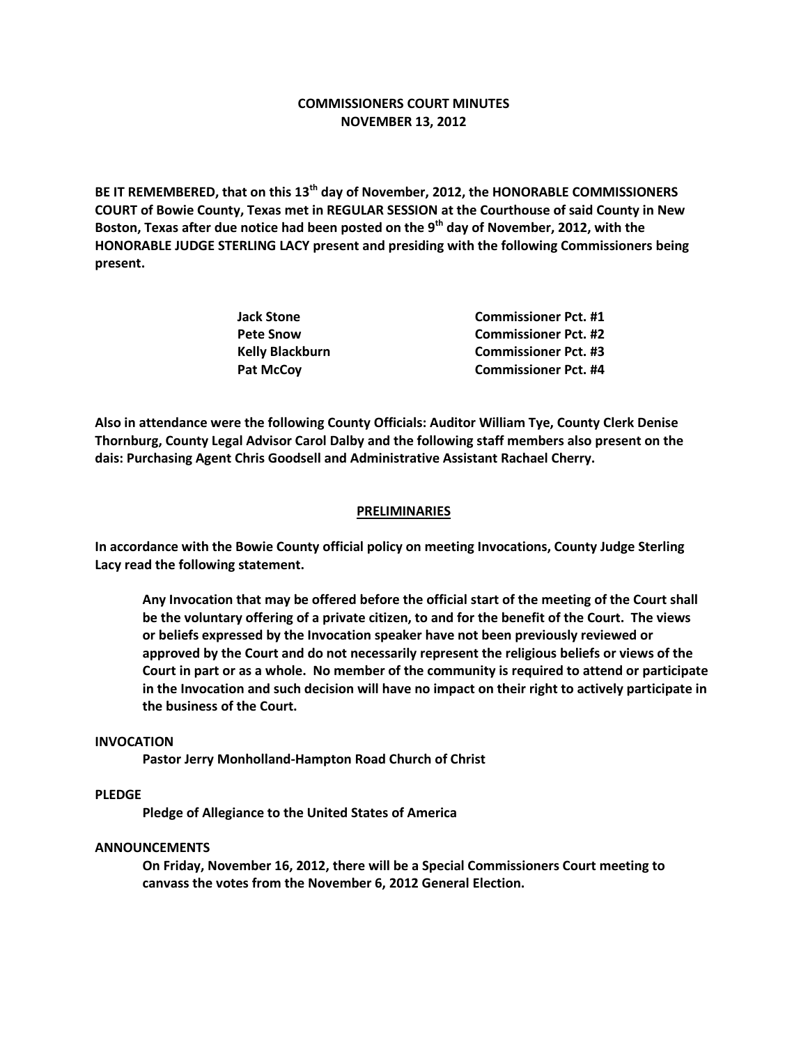# COMMISSIONERS COURT MINUTES
## NOVEMBER 13, 2012

**BE IT REMEMBERED, that on this 13th day of November, 2012, the HONORABLE COMMISSIONERS COURT of Bowie County, Texas met in REGULAR SESSION at the Courthouse of said County in New Boston, Texas after due notice had been posted on the 9th day of November, 2012, with the HONORABLE JUDGE STERLING LACY present and presiding with the following Commissioners being present.**

| | |
|---|---|
| **Jack Stone** | **Commissioner Pct. #1** |
| **Pete Snow** | **Commissioner Pct. #2** |
| **Kelly Blackburn** | **Commissioner Pct. #3** |
| **Pat McCoy** | **Commissioner Pct. #4** |

**Also in attendance were the following County Officials: Auditor William Tye, County Clerk Denise Thornburg, County Legal Advisor Carol Dalby and the following staff members also present on the dais: Purchasing Agent Chris Goodsell and Administrative Assistant Rachael Cherry.**

## PRELIMINARIES

**In accordance with the Bowie County official policy on meeting Invocations, County Judge Sterling Lacy read the following statement.**

> **Any Invocation that may be offered before the official start of the meeting of the Court shall be the voluntary offering of a private citizen, to and for the benefit of the Court. The views or beliefs expressed by the Invocation speaker have not been previously reviewed or approved by the Court and do not necessarily represent the religious beliefs or views of the Court in part or as a whole. No member of the community is required to attend or participate in the Invocation and such decision will have no impact on their right to actively participate in the business of the Court.**

**INVOCATION**

**Pastor Jerry Monholland-Hampton Road Church of Christ**

**PLEDGE**

**Pledge of Allegiance to the United States of America**

**ANNOUNCEMENTS**

**On Friday, November 16, 2012, there will be a Special Commissioners Court meeting to canvass the votes from the November 6, 2012 General Election.**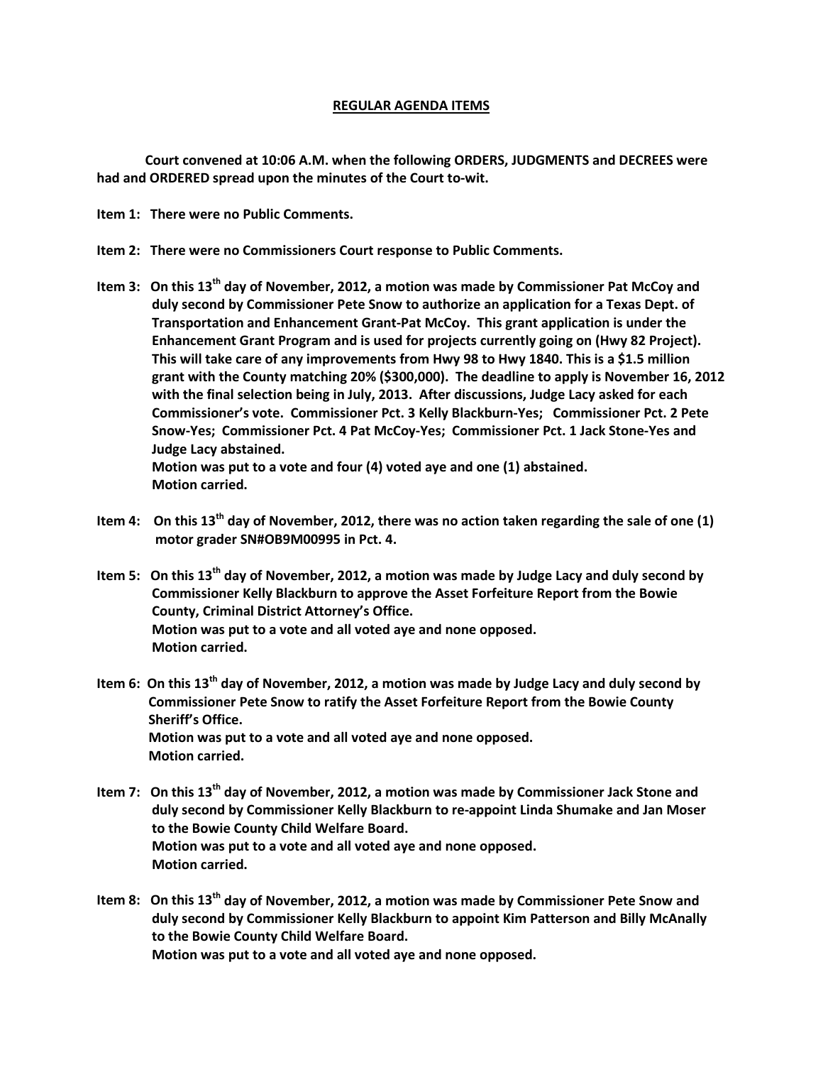## REGULAR AGENDA ITEMS

**Court convened at 10:06 A.M. when the following ORDERS, JUDGMENTS and DECREES were had and ORDERED spread upon the minutes of the Court to-wit.**

**Item 1: There were no Public Comments.**

**Item 2: There were no Commissioners Court response to Public Comments.**

**Item 3: On this 13th day of November, 2012, a motion was made by Commissioner Pat McCoy and duly second by Commissioner Pete Snow to authorize an application for a Texas Dept. of Transportation and Enhancement Grant-Pat McCoy. This grant application is under the Enhancement Grant Program and is used for projects currently going on (Hwy 82 Project). This will take care of any improvements from Hwy 98 to Hwy 1840. This is a $1.5 million grant with the County matching 20% ($300,000). The deadline to apply is November 16, 2012 with the final selection being in July, 2013. After discussions, Judge Lacy asked for each Commissioner's vote. Commissioner Pct. 3 Kelly Blackburn-Yes; Commissioner Pct. 2 Pete Snow-Yes; Commissioner Pct. 4 Pat McCoy-Yes; Commissioner Pct. 1 Jack Stone-Yes and Judge Lacy abstained.**
**Motion was put to a vote and four (4) voted aye and one (1) abstained.**
**Motion carried.**

**Item 4: On this 13th day of November, 2012, there was no action taken regarding the sale of one (1) motor grader SN#OB9M00995 in Pct. 4.**

**Item 5: On this 13th day of November, 2012, a motion was made by Judge Lacy and duly second by Commissioner Kelly Blackburn to approve the Asset Forfeiture Report from the Bowie County, Criminal District Attorney's Office.**
**Motion was put to a vote and all voted aye and none opposed.**
**Motion carried.**

**Item 6: On this 13th day of November, 2012, a motion was made by Judge Lacy and duly second by Commissioner Pete Snow to ratify the Asset Forfeiture Report from the Bowie County Sheriff's Office.**
**Motion was put to a vote and all voted aye and none opposed.**
**Motion carried.**

**Item 7: On this 13th day of November, 2012, a motion was made by Commissioner Jack Stone and duly second by Commissioner Kelly Blackburn to re-appoint Linda Shumake and Jan Moser to the Bowie County Child Welfare Board.**
**Motion was put to a vote and all voted aye and none opposed.**
**Motion carried.**

**Item 8: On this 13th day of November, 2012, a motion was made by Commissioner Pete Snow and duly second by Commissioner Kelly Blackburn to appoint Kim Patterson and Billy McAnally to the Bowie County Child Welfare Board.**
**Motion was put to a vote and all voted aye and none opposed.**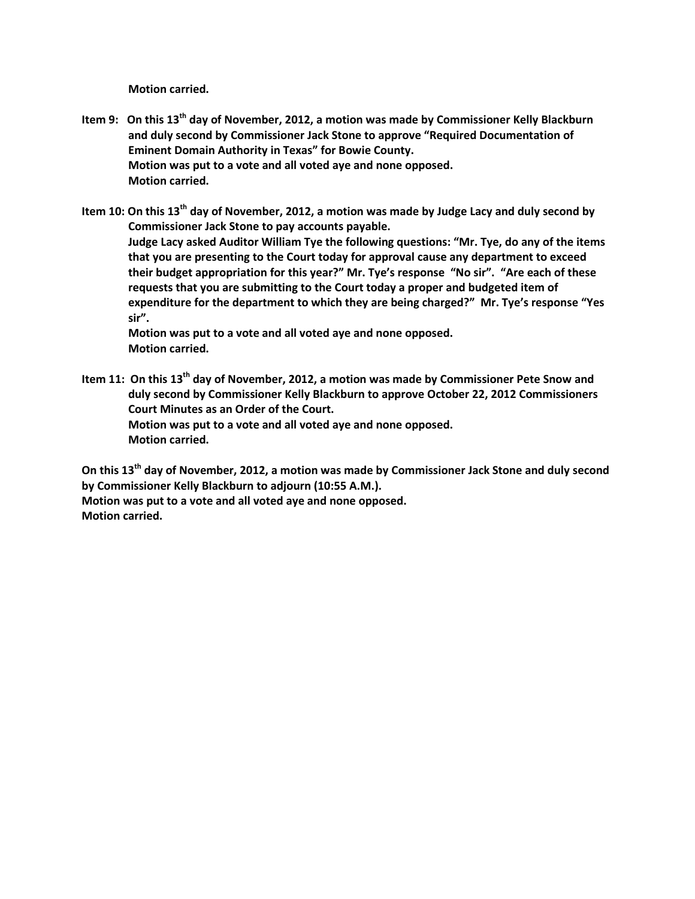**Motion carried.**

**Item 9: On this 13th day of November, 2012, a motion was made by Commissioner Kelly Blackburn and duly second by Commissioner Jack Stone to approve "Required Documentation of Eminent Domain Authority in Texas" for Bowie County.**
**Motion was put to a vote and all voted aye and none opposed.**
**Motion carried.**

**Item 10: On this 13th day of November, 2012, a motion was made by Judge Lacy and duly second by Commissioner Jack Stone to pay accounts payable.**
**Judge Lacy asked Auditor William Tye the following questions: "Mr. Tye, do any of the items that you are presenting to the Court today for approval cause any department to exceed their budget appropriation for this year?" Mr. Tye's response "No sir". "Are each of these requests that you are submitting to the Court today a proper and budgeted item of expenditure for the department to which they are being charged?" Mr. Tye's response "Yes sir".**
**Motion was put to a vote and all voted aye and none opposed.**
**Motion carried.**

**Item 11: On this 13th day of November, 2012, a motion was made by Commissioner Pete Snow and duly second by Commissioner Kelly Blackburn to approve October 22, 2012 Commissioners Court Minutes as an Order of the Court.**
**Motion was put to a vote and all voted aye and none opposed.**
**Motion carried.**

**On this 13th day of November, 2012, a motion was made by Commissioner Jack Stone and duly second by Commissioner Kelly Blackburn to adjourn (10:55 A.M.).**
**Motion was put to a vote and all voted aye and none opposed.**
**Motion carried.**